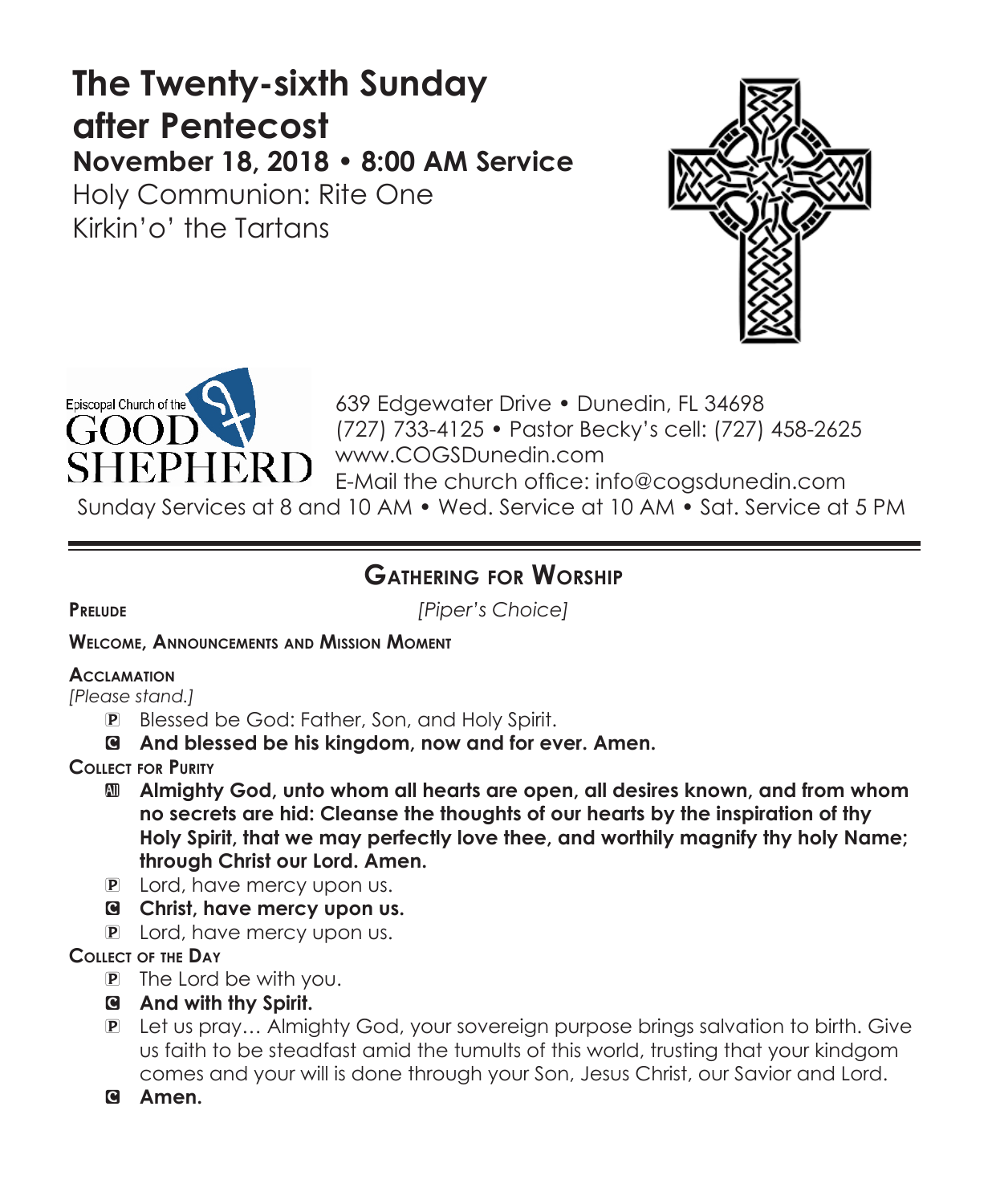# The Twenty-sixth Sunday after Pentecost

## November 18, 2018 • 8:00 AM Service

Holy Communion: Rite One
Kirkin'o' the Tartans

Episcopal Church of the GOOD SHEPHERD

639 Edgewater Drive • Dunedin, FL 34698
(727) 733-4125 • Pastor Becky's cell: (727) 458-2625
www.COGSDunedin.com
E-Mail the church office: info@cogsdunedin.com
Sunday Services at 8 and 10 AM • Wed. Service at 10 AM • Sat. Service at 5 PM

---

## Gathering for Worship

**Prelude** *[Piper's Choice]*

**Welcome, Announcements and Mission Moment**

**Acclamation**

*[Please stand.]*

P Blessed be God: Father, Son, and Holy Spirit.

C **And blessed be his kingdom, now and for ever. Amen.**

**Collect for Purity**

All **Almighty God, unto whom all hearts are open, all desires known, and from whom no secrets are hid: Cleanse the thoughts of our hearts by the inspiration of thy Holy Spirit, that we may perfectly love thee, and worthily magnify thy holy Name; through Christ our Lord. Amen.**

P Lord, have mercy upon us.

C **Christ, have mercy upon us.**

P Lord, have mercy upon us.

**Collect of the Day**

P The Lord be with you.

C **And with thy Spirit.**

P Let us pray… Almighty God, your sovereign purpose brings salvation to birth. Give us faith to be steadfast amid the tumults of this world, trusting that your kindgom comes and your will is done through your Son, Jesus Christ, our Savior and Lord.

C **Amen.**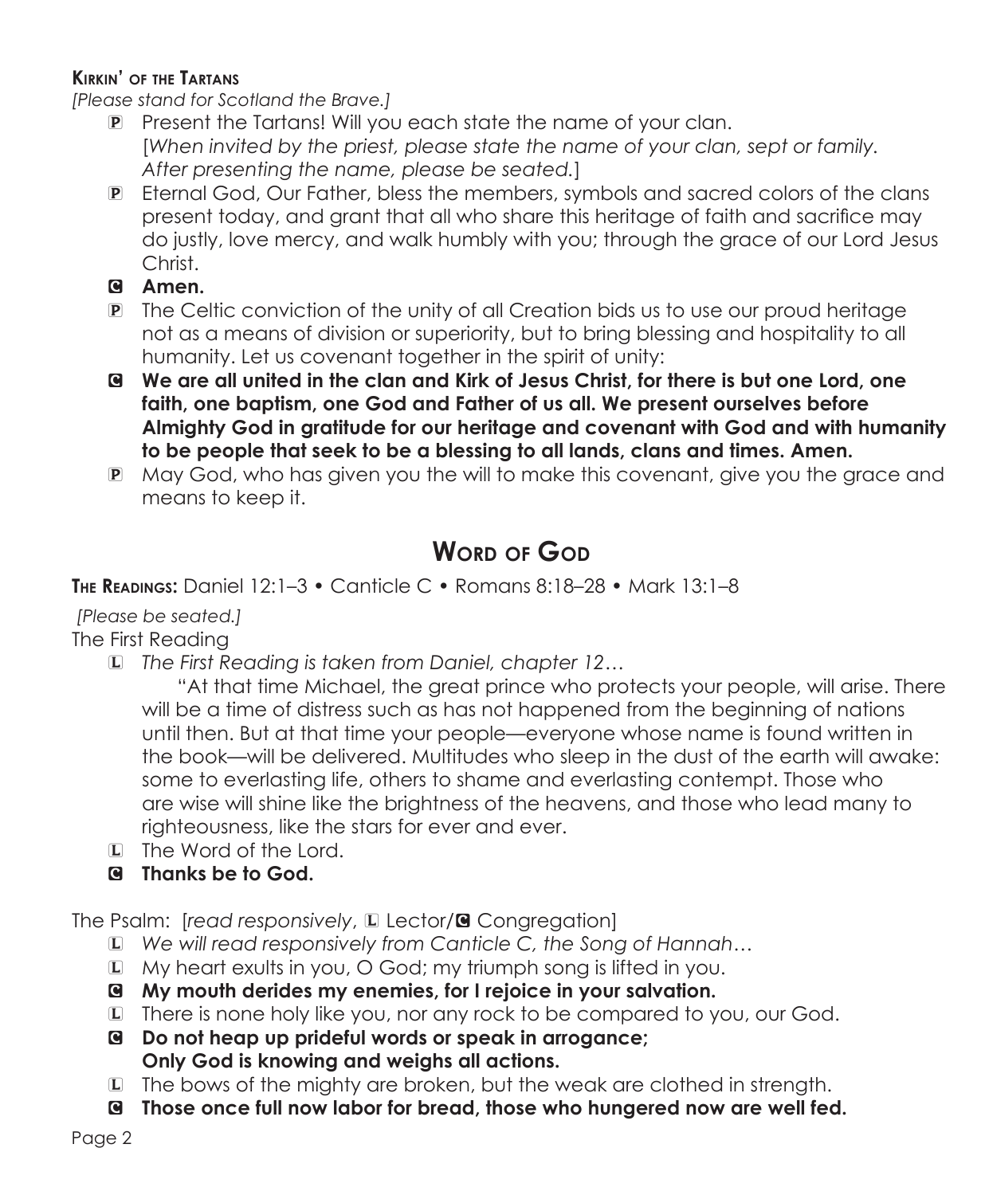**Kirkin' of the Tartans**

*[Please stand for Scotland the Brave.]*

P Present the Tartans! Will you each state the name of your clan.
[*When invited by the priest, please state the name of your clan, sept or family. After presenting the name, please be seated.*]

P Eternal God, Our Father, bless the members, symbols and sacred colors of the clans present today, and grant that all who share this heritage of faith and sacrifice may do justly, love mercy, and walk humbly with you; through the grace of our Lord Jesus Christ.

C **Amen.**

P The Celtic conviction of the unity of all Creation bids us to use our proud heritage not as a means of division or superiority, but to bring blessing and hospitality to all humanity. Let us covenant together in the spirit of unity:

C **We are all united in the clan and Kirk of Jesus Christ, for there is but one Lord, one faith, one baptism, one God and Father of us all. We present ourselves before Almighty God in gratitude for our heritage and covenant with God and with humanity to be people that seek to be a blessing to all lands, clans and times. Amen.**

P May God, who has given you the will to make this covenant, give you the grace and means to keep it.

## Word of God

**The Readings:** Daniel 12:1–3 • Canticle C • Romans 8:18–28 • Mark 13:1–8

*[Please be seated.]*

The First Reading

L *The First Reading is taken from Daniel, chapter 12…*

"At that time Michael, the great prince who protects your people, will arise. There will be a time of distress such as has not happened from the beginning of nations until then. But at that time your people—everyone whose name is found written in the book—will be delivered. Multitudes who sleep in the dust of the earth will awake: some to everlasting life, others to shame and everlasting contempt. Those who are wise will shine like the brightness of the heavens, and those who lead many to righteousness, like the stars for ever and ever.

L The Word of the Lord.

C **Thanks be to God.**

The Psalm: [*read responsively*, L Lector/C Congregation]

L *We will read responsively from Canticle C, the Song of Hannah…*

L My heart exults in you, O God; my triumph song is lifted in you.

C **My mouth derides my enemies, for I rejoice in your salvation.**

L There is none holy like you, nor any rock to be compared to you, our God.

C **Do not heap up prideful words or speak in arrogance;
Only God is knowing and weighs all actions.**

L The bows of the mighty are broken, but the weak are clothed in strength.

C **Those once full now labor for bread, those who hungered now are well fed.**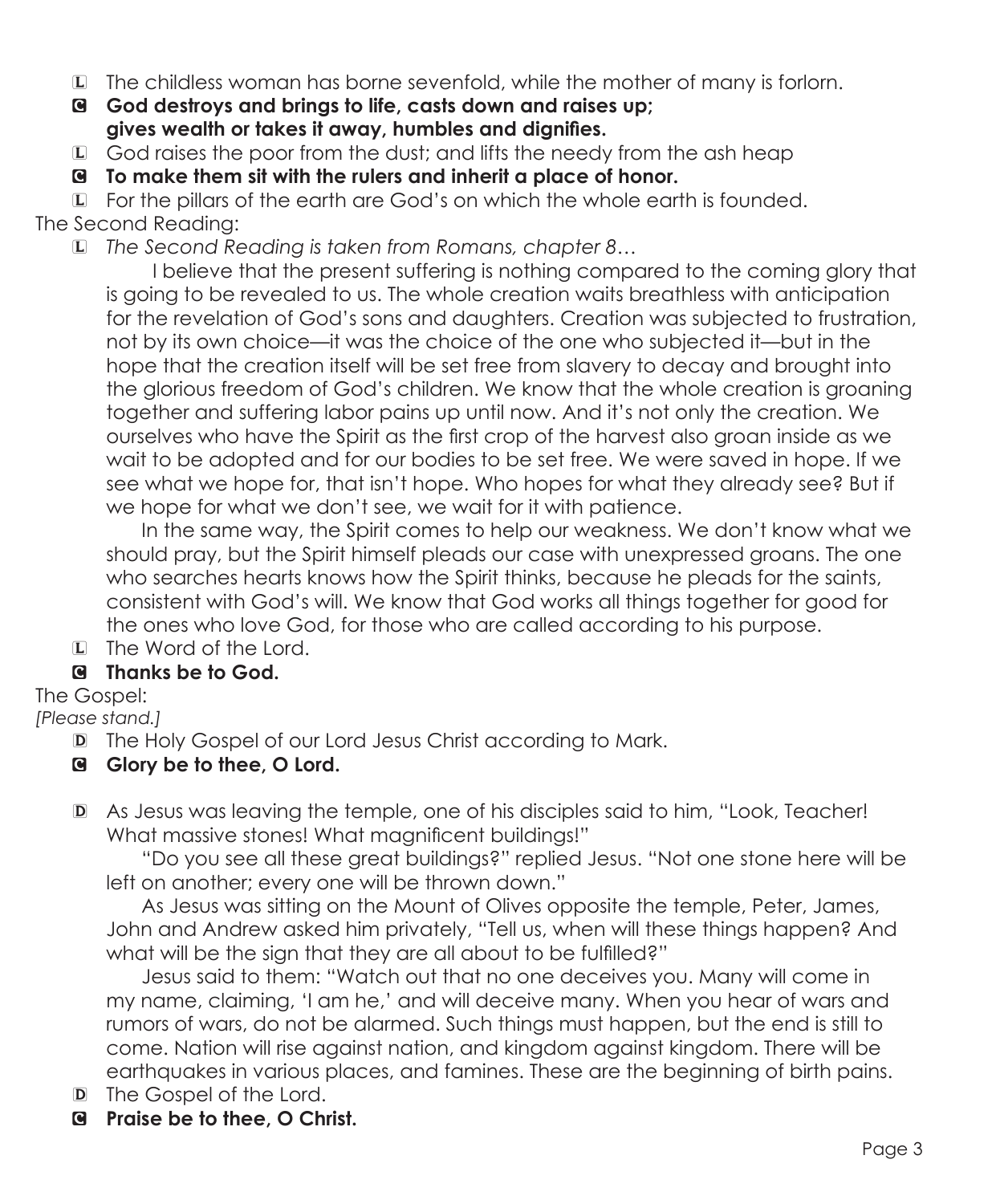L The childless woman has borne sevenfold, while the mother of many is forlorn.

**C God destroys and brings to life, casts down and raises up;
gives wealth or takes it away, humbles and dignifies.**

L God raises the poor from the dust; and lifts the needy from the ash heap

**C To make them sit with the rulers and inherit a place of honor.**

L For the pillars of the earth are God's on which the whole earth is founded.

The Second Reading:

L *The Second Reading is taken from Romans, chapter 8…*

I believe that the present suffering is nothing compared to the coming glory that is going to be revealed to us. The whole creation waits breathless with anticipation for the revelation of God's sons and daughters. Creation was subjected to frustration, not by its own choice—it was the choice of the one who subjected it—but in the hope that the creation itself will be set free from slavery to decay and brought into the glorious freedom of God's children. We know that the whole creation is groaning together and suffering labor pains up until now. And it's not only the creation. We ourselves who have the Spirit as the first crop of the harvest also groan inside as we wait to be adopted and for our bodies to be set free. We were saved in hope. If we see what we hope for, that isn't hope. Who hopes for what they already see? But if we hope for what we don't see, we wait for it with patience.

In the same way, the Spirit comes to help our weakness. We don't know what we should pray, but the Spirit himself pleads our case with unexpressed groans. The one who searches hearts knows how the Spirit thinks, because he pleads for the saints, consistent with God's will. We know that God works all things together for good for the ones who love God, for those who are called according to his purpose.

L The Word of the Lord.

**C Thanks be to God.**

The Gospel:

*[Please stand.]*

D The Holy Gospel of our Lord Jesus Christ according to Mark.

**C Glory be to thee, O Lord.**

D As Jesus was leaving the temple, one of his disciples said to him, "Look, Teacher! What massive stones! What magnificent buildings!"

"Do you see all these great buildings?" replied Jesus. "Not one stone here will be left on another; every one will be thrown down."

As Jesus was sitting on the Mount of Olives opposite the temple, Peter, James, John and Andrew asked him privately, "Tell us, when will these things happen? And what will be the sign that they are all about to be fulfilled?"

Jesus said to them: "Watch out that no one deceives you. Many will come in my name, claiming, 'I am he,' and will deceive many. When you hear of wars and rumors of wars, do not be alarmed. Such things must happen, but the end is still to come. Nation will rise against nation, and kingdom against kingdom. There will be earthquakes in various places, and famines. These are the beginning of birth pains.

D The Gospel of the Lord.

**C Praise be to thee, O Christ.**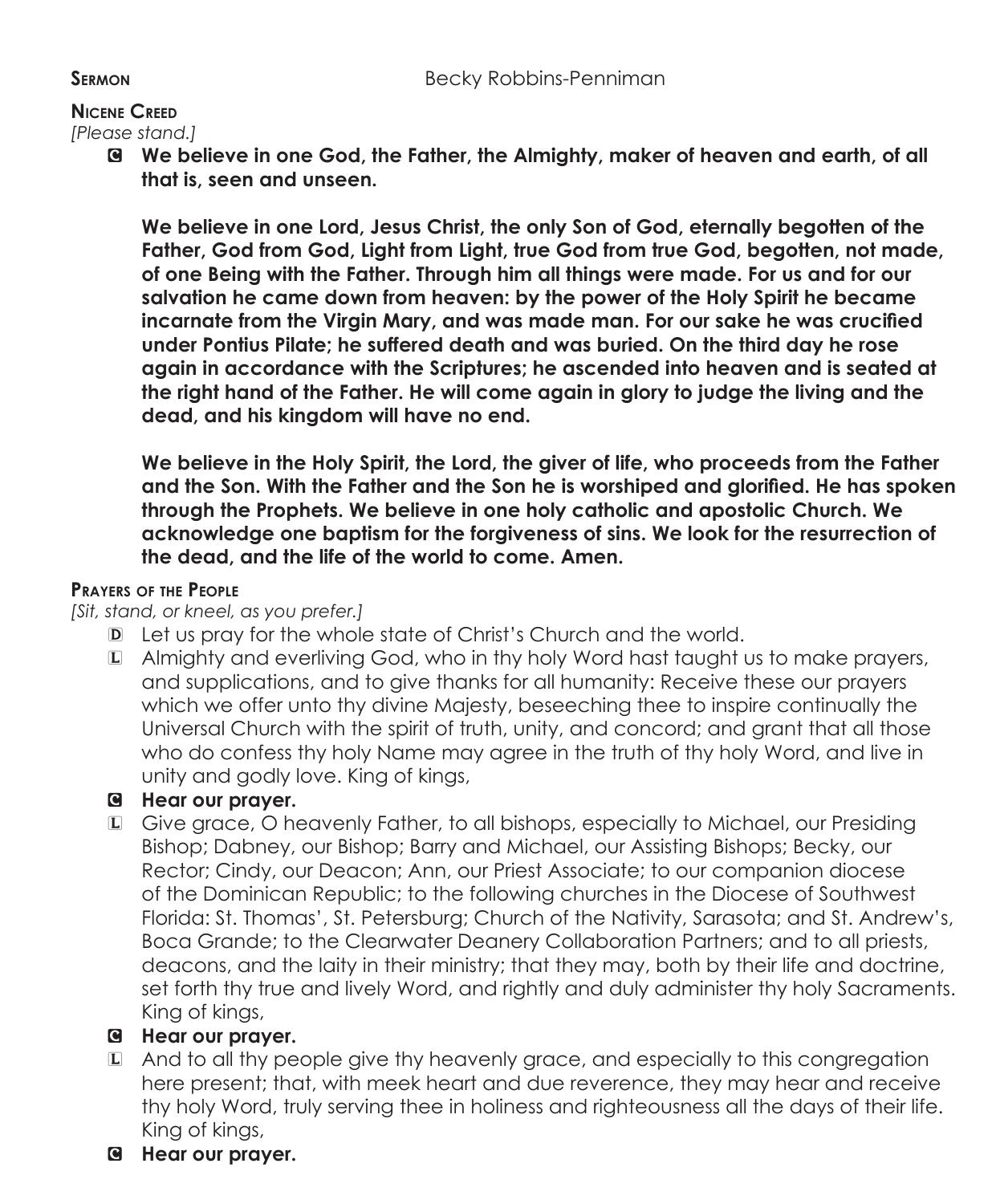**Sermon** Becky Robbins-Penniman

**Nicene Creed**

*[Please stand.]*

**C We believe in one God, the Father, the Almighty, maker of heaven and earth, of all that is, seen and unseen.**

**We believe in one Lord, Jesus Christ, the only Son of God, eternally begotten of the Father, God from God, Light from Light, true God from true God, begotten, not made, of one Being with the Father. Through him all things were made. For us and for our salvation he came down from heaven: by the power of the Holy Spirit he became incarnate from the Virgin Mary, and was made man. For our sake he was crucified under Pontius Pilate; he suffered death and was buried. On the third day he rose again in accordance with the Scriptures; he ascended into heaven and is seated at the right hand of the Father. He will come again in glory to judge the living and the dead, and his kingdom will have no end.**

**We believe in the Holy Spirit, the Lord, the giver of life, who proceeds from the Father and the Son. With the Father and the Son he is worshiped and glorified. He has spoken through the Prophets. We believe in one holy catholic and apostolic Church. We acknowledge one baptism for the forgiveness of sins. We look for the resurrection of the dead, and the life of the world to come. Amen.**

**Prayers of the People**

*[Sit, stand, or kneel, as you prefer.]*

D Let us pray for the whole state of Christ's Church and the world.

L Almighty and everliving God, who in thy holy Word hast taught us to make prayers, and supplications, and to give thanks for all humanity: Receive these our prayers which we offer unto thy divine Majesty, beseeching thee to inspire continually the Universal Church with the spirit of truth, unity, and concord; and grant that all those who do confess thy holy Name may agree in the truth of thy holy Word, and live in unity and godly love. King of kings,

**C Hear our prayer.**

L Give grace, O heavenly Father, to all bishops, especially to Michael, our Presiding Bishop; Dabney, our Bishop; Barry and Michael, our Assisting Bishops; Becky, our Rector; Cindy, our Deacon; Ann, our Priest Associate; to our companion diocese of the Dominican Republic; to the following churches in the Diocese of Southwest Florida: St. Thomas', St. Petersburg; Church of the Nativity, Sarasota; and St. Andrew's, Boca Grande; to the Clearwater Deanery Collaboration Partners; and to all priests, deacons, and the laity in their ministry; that they may, both by their life and doctrine, set forth thy true and lively Word, and rightly and duly administer thy holy Sacraments. King of kings,

**C Hear our prayer.**

L And to all thy people give thy heavenly grace, and especially to this congregation here present; that, with meek heart and due reverence, they may hear and receive thy holy Word, truly serving thee in holiness and righteousness all the days of their life. King of kings,

**C Hear our prayer.**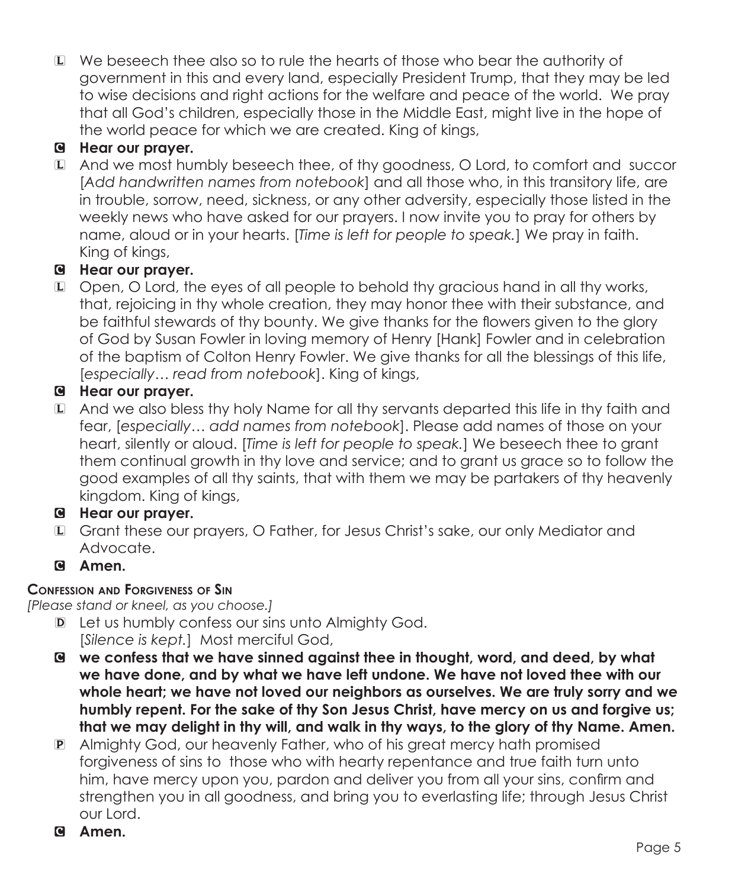L We beseech thee also so to rule the hearts of those who bear the authority of government in this and every land, especially President Trump, that they may be led to wise decisions and right actions for the welfare and peace of the world. We pray that all God's children, especially those in the Middle East, might live in the hope of the world peace for which we are created. King of kings,

C **Hear our prayer.**

L And we most humbly beseech thee, of thy goodness, O Lord, to comfort and succor [*Add handwritten names from notebook*] and all those who, in this transitory life, are in trouble, sorrow, need, sickness, or any other adversity, especially those listed in the weekly news who have asked for our prayers. I now invite you to pray for others by name, aloud or in your hearts. [*Time is left for people to speak.*] We pray in faith. King of kings,

C **Hear our prayer.**

L Open, O Lord, the eyes of all people to behold thy gracious hand in all thy works, that, rejoicing in thy whole creation, they may honor thee with their substance, and be faithful stewards of thy bounty. We give thanks for the flowers given to the glory of God by Susan Fowler in loving memory of Henry [Hank] Fowler and in celebration of the baptism of Colton Henry Fowler. We give thanks for all the blessings of this life, [*especially… read from notebook*]. King of kings,

C **Hear our prayer.**

L And we also bless thy holy Name for all thy servants departed this life in thy faith and fear, [*especially… add names from notebook*]. Please add names of those on your heart, silently or aloud. [*Time is left for people to speak.*] We beseech thee to grant them continual growth in thy love and service; and to grant us grace so to follow the good examples of all thy saints, that with them we may be partakers of thy heavenly kingdom. King of kings,

C **Hear our prayer.**

L Grant these our prayers, O Father, for Jesus Christ's sake, our only Mediator and Advocate.

C **Amen.**

### Confession and Forgiveness of Sin

*[Please stand or kneel, as you choose.]*

D Let us humbly confess our sins unto Almighty God.
[*Silence is kept.*] Most merciful God,

C **we confess that we have sinned against thee in thought, word, and deed, by what we have done, and by what we have left undone. We have not loved thee with our whole heart; we have not loved our neighbors as ourselves. We are truly sorry and we humbly repent. For the sake of thy Son Jesus Christ, have mercy on us and forgive us; that we may delight in thy will, and walk in thy ways, to the glory of thy Name. Amen.**

P Almighty God, our heavenly Father, who of his great mercy hath promised forgiveness of sins to those who with hearty repentance and true faith turn unto him, have mercy upon you, pardon and deliver you from all your sins, confirm and strengthen you in all goodness, and bring you to everlasting life; through Jesus Christ our Lord.

C **Amen.**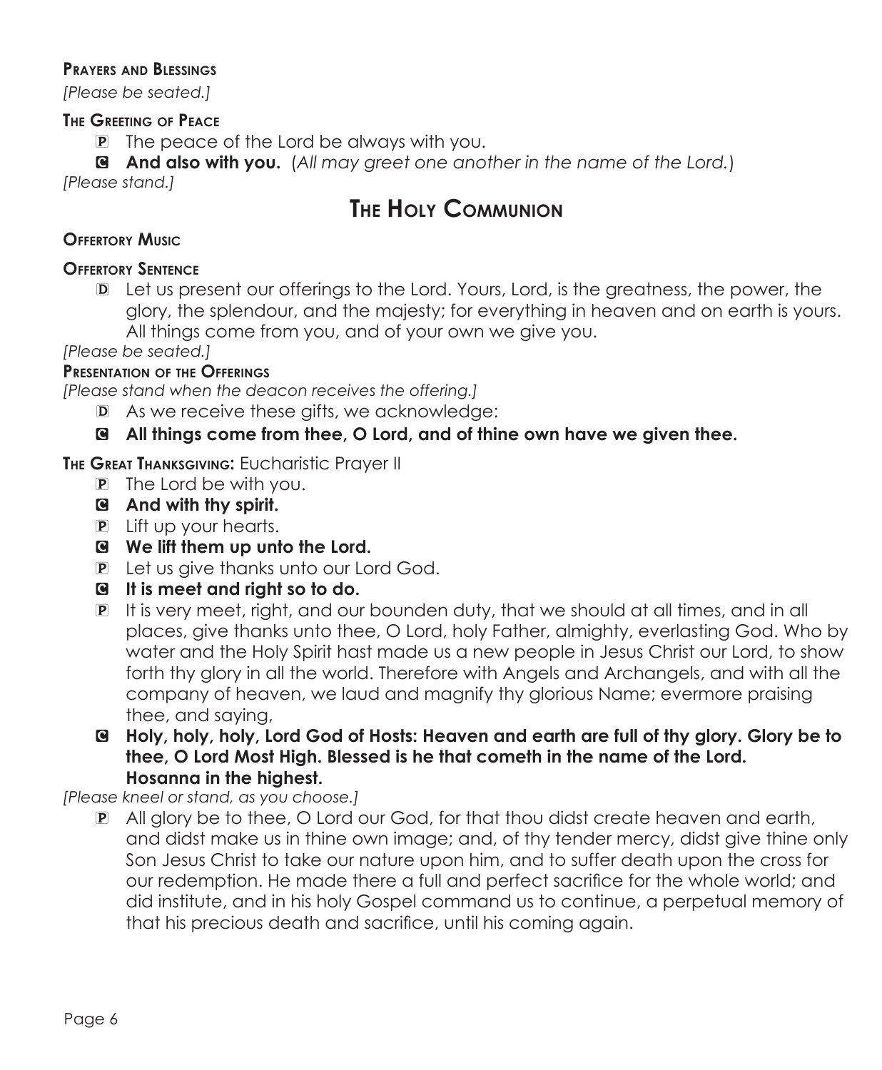**Prayers and Blessings**

*[Please be seated.]*

**The Greeting of Peace**

P The peace of the Lord be always with you.

C **And also with you.** (*All may greet one another in the name of the Lord.*)

*[Please stand.]*

# The Holy Communion

**Offertory Music**

**Offertory Sentence**

D Let us present our offerings to the Lord. Yours, Lord, is the greatness, the power, the glory, the splendour, and the majesty; for everything in heaven and on earth is yours. All things come from you, and of your own we give you.

*[Please be seated.]*

**Presentation of the Offerings**

*[Please stand when the deacon receives the offering.]*

D As we receive these gifts, we acknowledge:

C **All things come from thee, O Lord, and of thine own have we given thee.**

**The Great Thanksgiving:** Eucharistic Prayer II

P The Lord be with you.

C **And with thy spirit.**

P Lift up your hearts.

C **We lift them up unto the Lord.**

P Let us give thanks unto our Lord God.

C **It is meet and right so to do.**

P It is very meet, right, and our bounden duty, that we should at all times, and in all places, give thanks unto thee, O Lord, holy Father, almighty, everlasting God. Who by water and the Holy Spirit hast made us a new people in Jesus Christ our Lord, to show forth thy glory in all the world. Therefore with Angels and Archangels, and with all the company of heaven, we laud and magnify thy glorious Name; evermore praising thee, and saying,

C **Holy, holy, holy, Lord God of Hosts: Heaven and earth are full of thy glory. Glory be to thee, O Lord Most High. Blessed is he that cometh in the name of the Lord. Hosanna in the highest.**

*[Please kneel or stand, as you choose.]*

P All glory be to thee, O Lord our God, for that thou didst create heaven and earth, and didst make us in thine own image; and, of thy tender mercy, didst give thine only Son Jesus Christ to take our nature upon him, and to suffer death upon the cross for our redemption. He made there a full and perfect sacrifice for the whole world; and did institute, and in his holy Gospel command us to continue, a perpetual memory of that his precious death and sacrifice, until his coming again.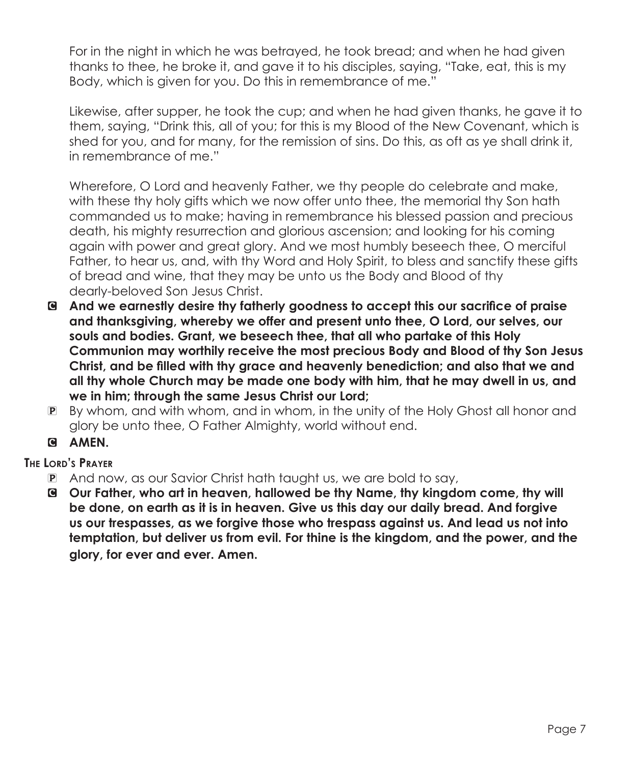For in the night in which he was betrayed, he took bread; and when he had given thanks to thee, he broke it, and gave it to his disciples, saying, "Take, eat, this is my Body, which is given for you. Do this in remembrance of me."

Likewise, after supper, he took the cup; and when he had given thanks, he gave it to them, saying, "Drink this, all of you; for this is my Blood of the New Covenant, which is shed for you, and for many, for the remission of sins. Do this, as oft as ye shall drink it, in remembrance of me."

Wherefore, O Lord and heavenly Father, we thy people do celebrate and make, with these thy holy gifts which we now offer unto thee, the memorial thy Son hath commanded us to make; having in remembrance his blessed passion and precious death, his mighty resurrection and glorious ascension; and looking for his coming again with power and great glory. And we most humbly beseech thee, O merciful Father, to hear us, and, with thy Word and Holy Spirit, to bless and sanctify these gifts of bread and wine, that they may be unto us the Body and Blood of thy dearly-beloved Son Jesus Christ.

C **And we earnestly desire thy fatherly goodness to accept this our sacrifice of praise and thanksgiving, whereby we offer and present unto thee, O Lord, our selves, our souls and bodies. Grant, we beseech thee, that all who partake of this Holy Communion may worthily receive the most precious Body and Blood of thy Son Jesus Christ, and be filled with thy grace and heavenly benediction; and also that we and all thy whole Church may be made one body with him, that he may dwell in us, and we in him; through the same Jesus Christ our Lord;**

P By whom, and with whom, and in whom, in the unity of the Holy Ghost all honor and glory be unto thee, O Father Almighty, world without end.

C **AMEN.**

### The Lord's Prayer

P And now, as our Savior Christ hath taught us, we are bold to say,

C **Our Father, who art in heaven, hallowed be thy Name, thy kingdom come, thy will be done, on earth as it is in heaven. Give us this day our daily bread. And forgive us our trespasses, as we forgive those who trespass against us. And lead us not into temptation, but deliver us from evil. For thine is the kingdom, and the power, and the glory, for ever and ever. Amen.**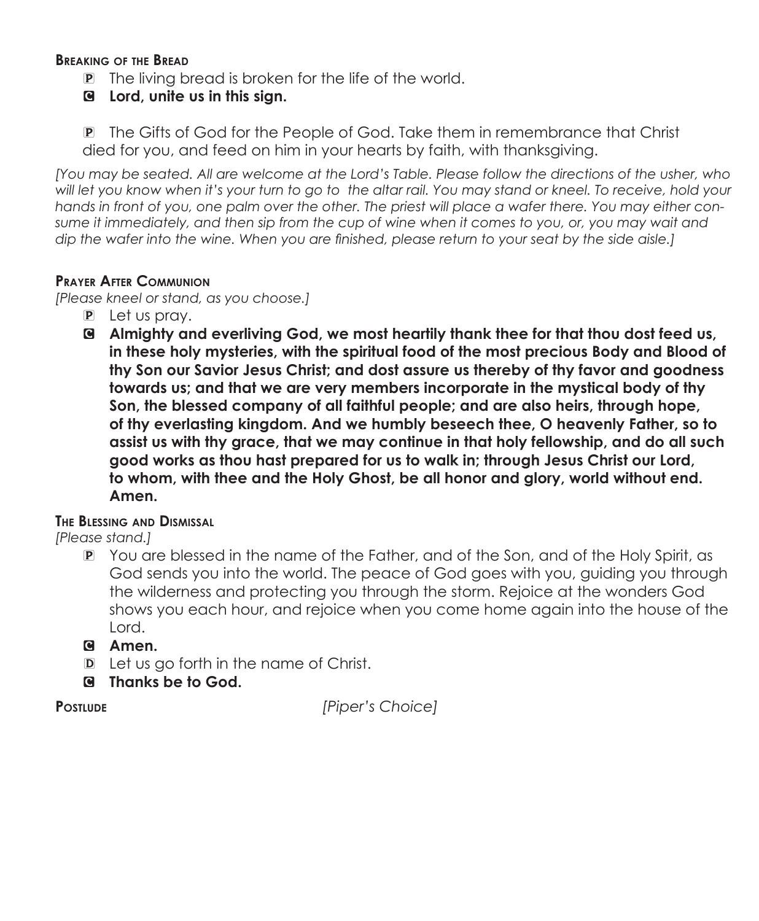**Breaking of the Bread**

P The living bread is broken for the life of the world.

**C Lord, unite us in this sign.**

P The Gifts of God for the People of God. Take them in remembrance that Christ died for you, and feed on him in your hearts by faith, with thanksgiving.

*[You may be seated. All are welcome at the Lord's Table. Please follow the directions of the usher, who will let you know when it's your turn to go to the altar rail. You may stand or kneel. To receive, hold your hands in front of you, one palm over the other. The priest will place a wafer there. You may either consume it immediately, and then sip from the cup of wine when it comes to you, or, you may wait and dip the wafer into the wine. When you are finished, please return to your seat by the side aisle.]*

**Prayer After Communion**

*[Please kneel or stand, as you choose.]*

P Let us pray.

**C Almighty and everliving God, we most heartily thank thee for that thou dost feed us, in these holy mysteries, with the spiritual food of the most precious Body and Blood of thy Son our Savior Jesus Christ; and dost assure us thereby of thy favor and goodness towards us; and that we are very members incorporate in the mystical body of thy Son, the blessed company of all faithful people; and are also heirs, through hope, of thy everlasting kingdom. And we humbly beseech thee, O heavenly Father, so to assist us with thy grace, that we may continue in that holy fellowship, and do all such good works as thou hast prepared for us to walk in; through Jesus Christ our Lord, to whom, with thee and the Holy Ghost, be all honor and glory, world without end. Amen.**

**The Blessing and Dismissal**

*[Please stand.]*

P You are blessed in the name of the Father, and of the Son, and of the Holy Spirit, as God sends you into the world. The peace of God goes with you, guiding you through the wilderness and protecting you through the storm. Rejoice at the wonders God shows you each hour, and rejoice when you come home again into the house of the Lord.

**C Amen.**

D Let us go forth in the name of Christ.

**C Thanks be to God.**

**Postlude** *[Piper's Choice]*